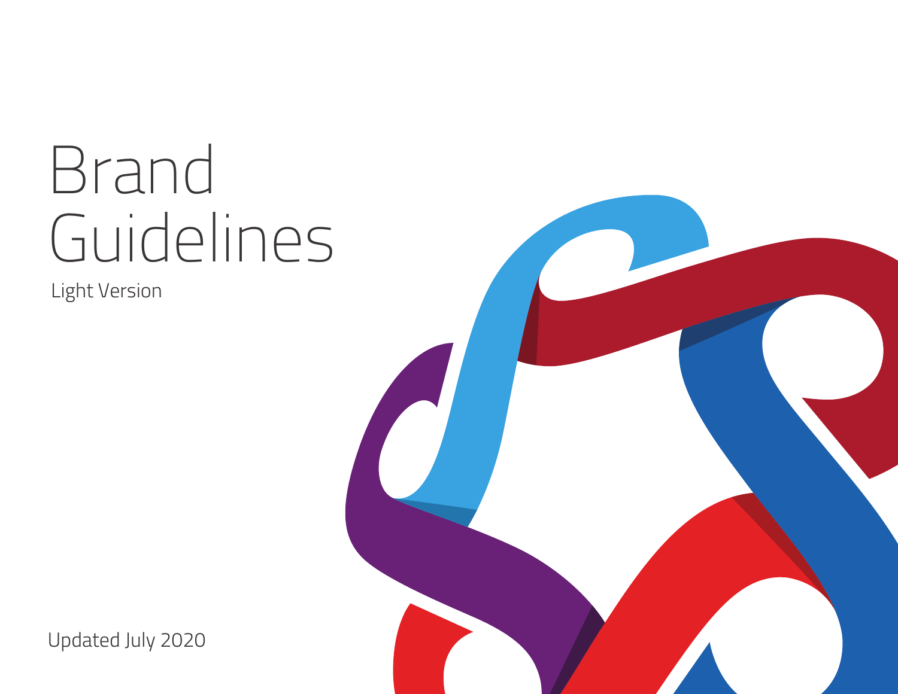# Brand Guidelines

Light Version

Updated July 2020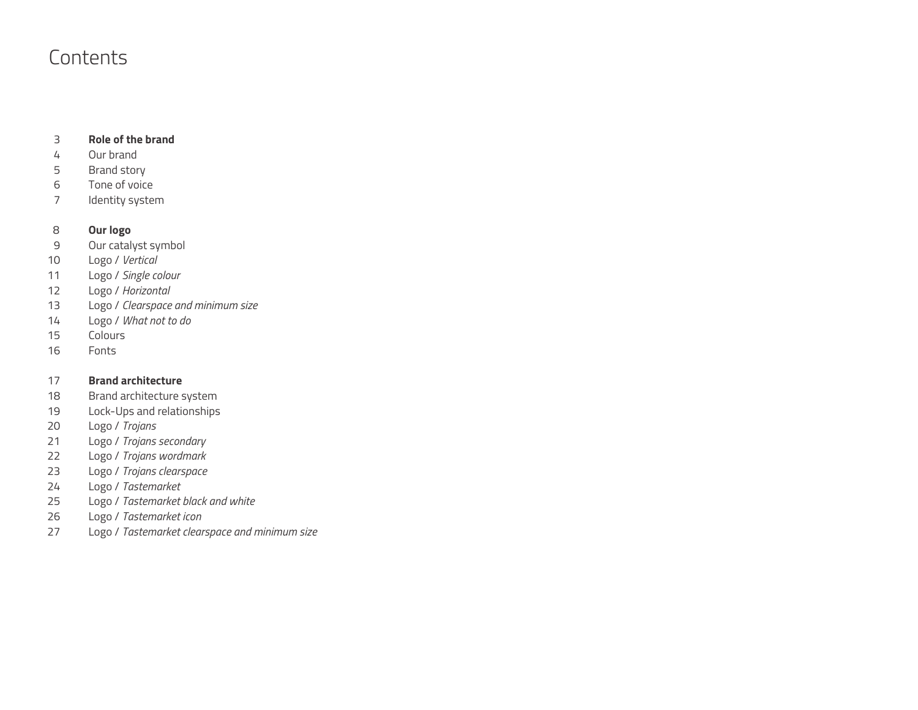# Contents

3 **Role of the brand**
4 Our brand
5 Brand story
6 Tone of voice
7 Identity system

8 **Our logo**
9 Our catalyst symbol
10 Logo / *Vertical*
11 Logo / *Single colour*
12 Logo / *Horizontal*
13 Logo / *Clearspace and minimum size*
14 Logo / *What not to do*
15 Colours
16 Fonts

17 **Brand architecture**
18 Brand architecture system
19 Lock-Ups and relationships
20 Logo / *Trojans*
21 Logo / *Trojans secondary*
22 Logo / *Trojans wordmark*
23 Logo / *Trojans clearspace*
24 Logo / *Tastemarket*
25 Logo / *Tastemarket black and white*
26 Logo / *Tastemarket icon*
27 Logo / *Tastemarket clearspace and minimum size*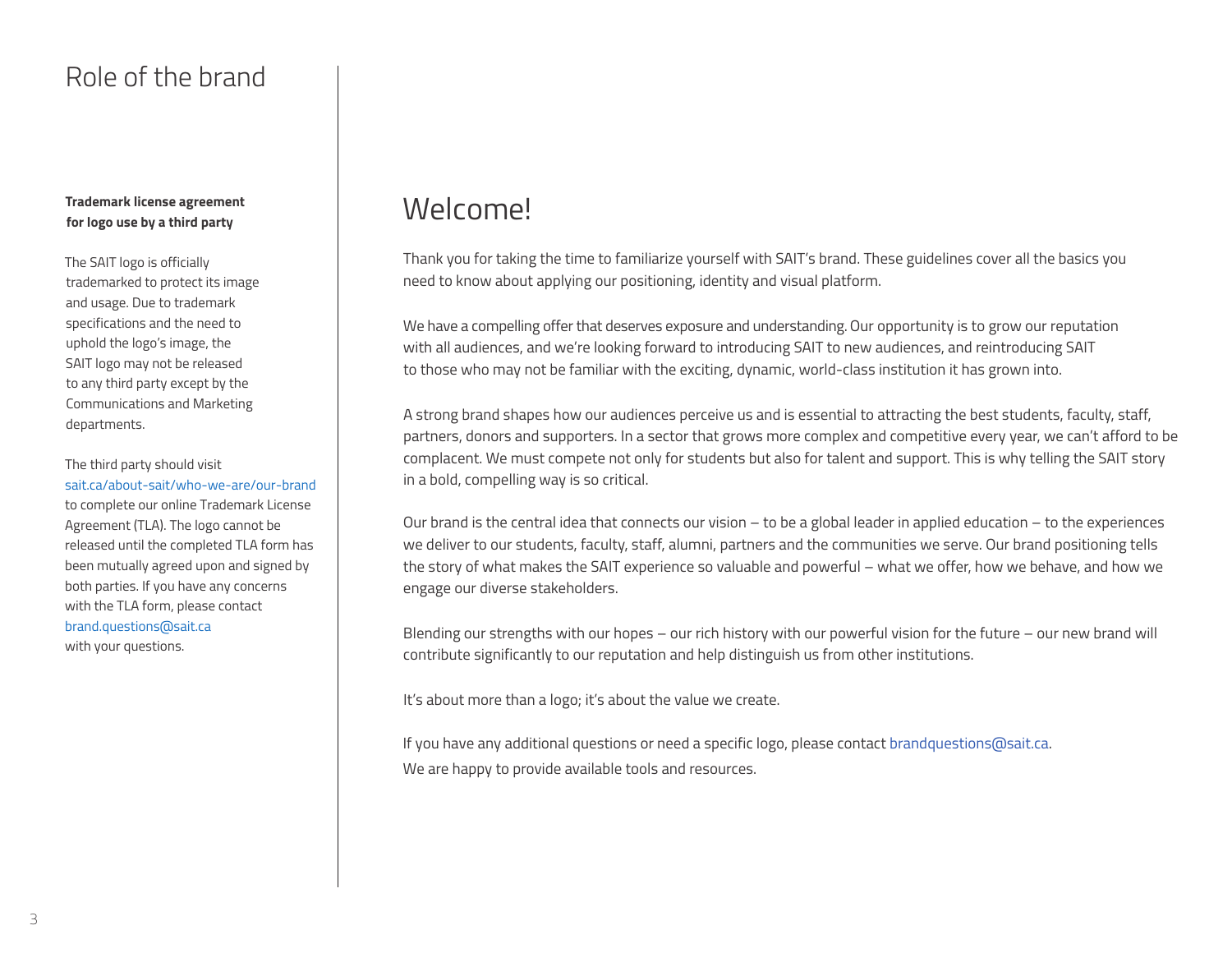# Role of the brand

**Trademark license agreement for logo use by a third party**

The SAIT logo is officially trademarked to protect its image and usage. Due to trademark specifications and the need to uphold the logo's image, the SAIT logo may not be released to any third party except by the Communications and Marketing departments.

The third party should visit sait.ca/about-sait/who-we-are/our-brand to complete our online Trademark License Agreement (TLA). The logo cannot be released until the completed TLA form has been mutually agreed upon and signed by both parties. If you have any concerns with the TLA form, please contact brand.questions@sait.ca with your questions.

## Welcome!

Thank you for taking the time to familiarize yourself with SAIT's brand. These guidelines cover all the basics you need to know about applying our positioning, identity and visual platform.

We have a compelling offer that deserves exposure and understanding. Our opportunity is to grow our reputation with all audiences, and we're looking forward to introducing SAIT to new audiences, and reintroducing SAIT to those who may not be familiar with the exciting, dynamic, world-class institution it has grown into.

A strong brand shapes how our audiences perceive us and is essential to attracting the best students, faculty, staff, partners, donors and supporters. In a sector that grows more complex and competitive every year, we can't afford to be complacent. We must compete not only for students but also for talent and support. This is why telling the SAIT story in a bold, compelling way is so critical.

Our brand is the central idea that connects our vision – to be a global leader in applied education – to the experiences we deliver to our students, faculty, staff, alumni, partners and the communities we serve. Our brand positioning tells the story of what makes the SAIT experience so valuable and powerful – what we offer, how we behave, and how we engage our diverse stakeholders.

Blending our strengths with our hopes – our rich history with our powerful vision for the future – our new brand will contribute significantly to our reputation and help distinguish us from other institutions.

It's about more than a logo; it's about the value we create.

If you have any additional questions or need a specific logo, please contact brandquestions@sait.ca.
We are happy to provide available tools and resources.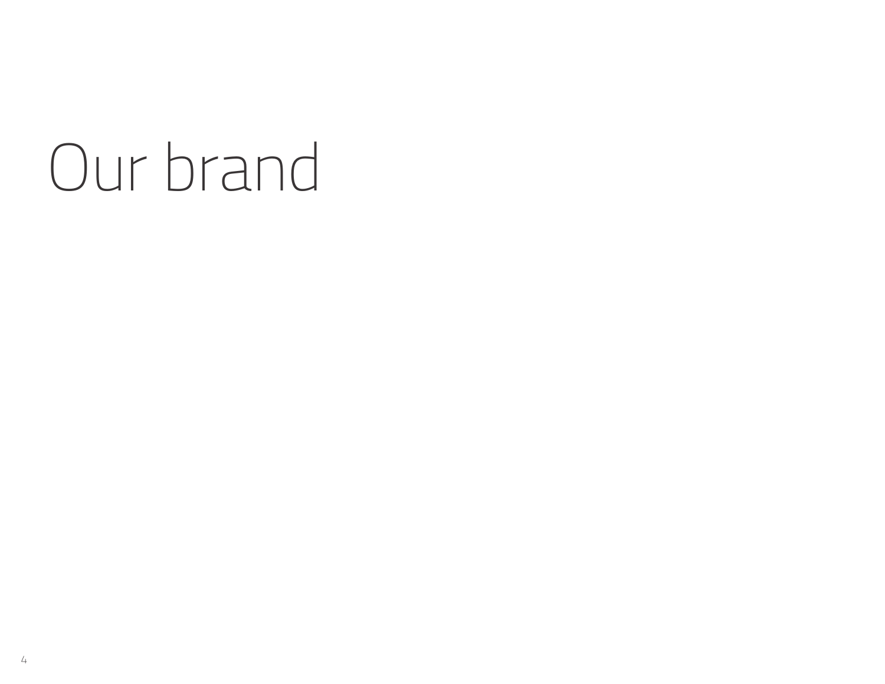# Our brand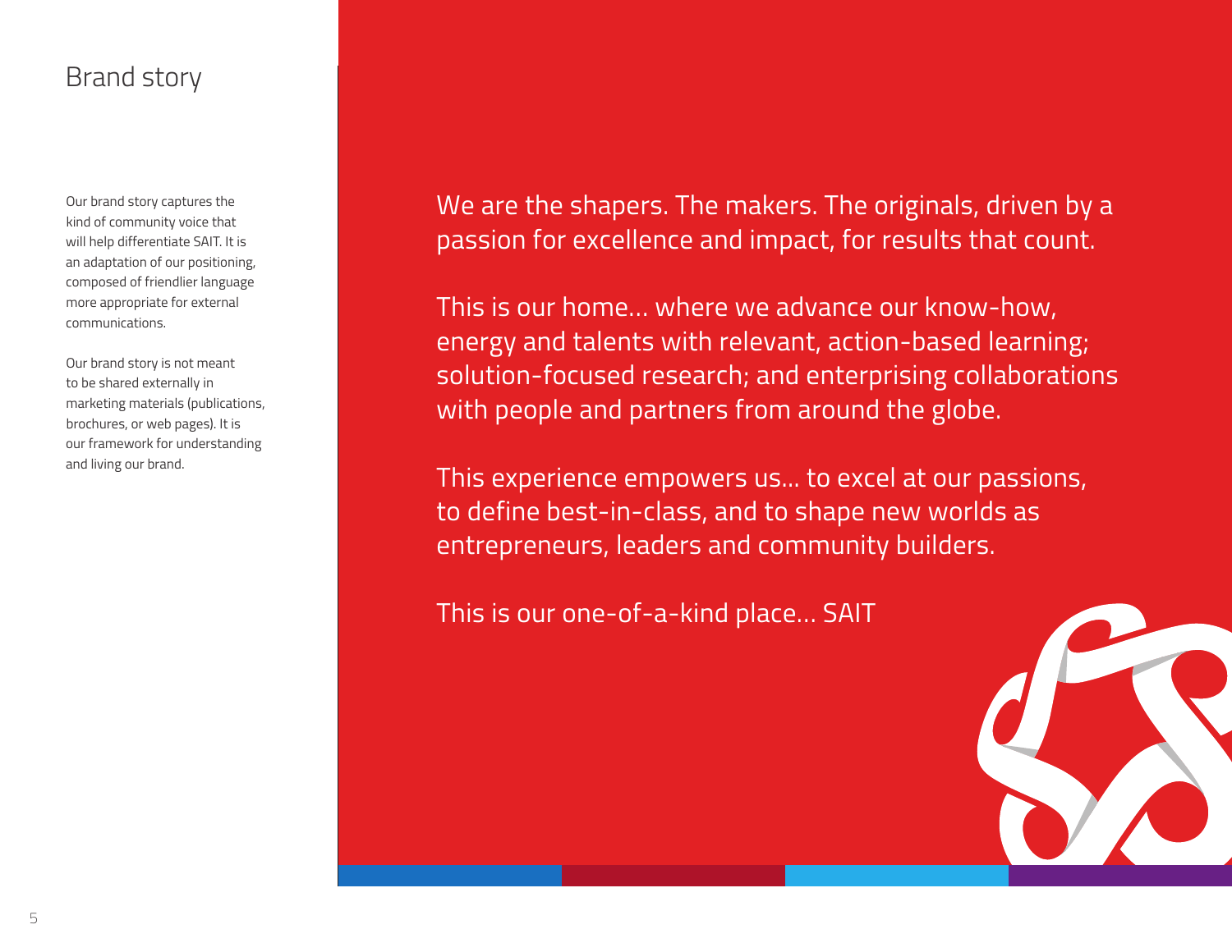# Brand story

Our brand story captures the kind of community voice that will help differentiate SAIT. It is an adaptation of our positioning, composed of friendlier language more appropriate for external communications.

Our brand story is not meant to be shared externally in marketing materials (publications, brochures, or web pages). It is our framework for understanding and living our brand.

We are the shapers. The makers. The originals, driven by a passion for excellence and impact, for results that count.

This is our home... where we advance our know-how, energy and talents with relevant, action-based learning; solution-focused research; and enterprising collaborations with people and partners from around the globe.

This experience empowers us... to excel at our passions, to define best-in-class, and to shape new worlds as entrepreneurs, leaders and community builders.

This is our one-of-a-kind place... SAIT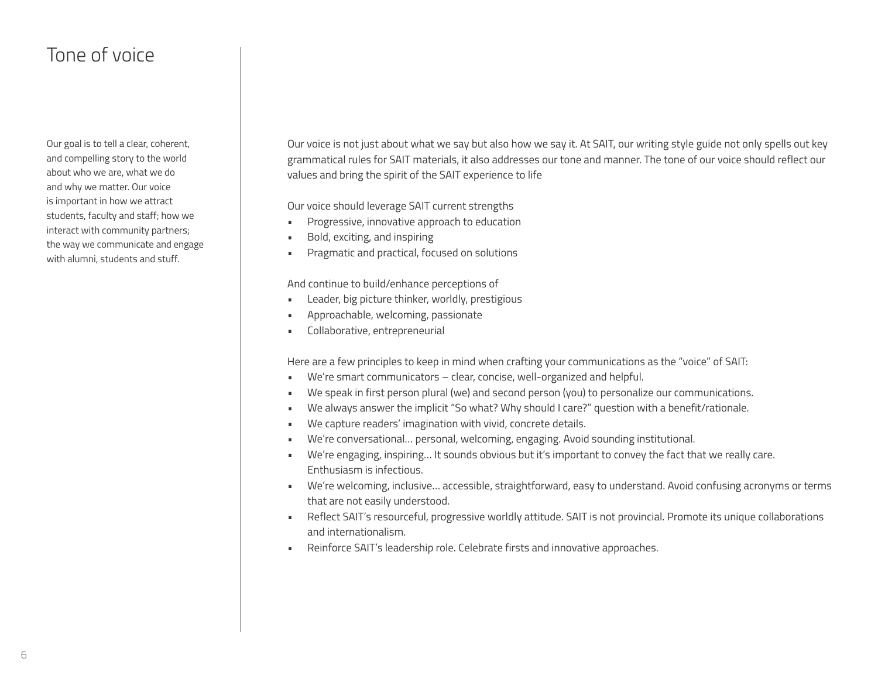# Tone of voice

Our goal is to tell a clear, coherent, and compelling story to the world about who we are, what we do and why we matter. Our voice is important in how we attract students, faculty and staff; how we interact with community partners; the way we communicate and engage with alumni, students and stuff.

Our voice is not just about what we say but also how we say it. At SAIT, our writing style guide not only spells out key grammatical rules for SAIT materials, it also addresses our tone and manner. The tone of our voice should reflect our values and bring the spirit of the SAIT experience to life

Our voice should leverage SAIT current strengths

- Progressive, innovative approach to education
- Bold, exciting, and inspiring
- Pragmatic and practical, focused on solutions

And continue to build/enhance perceptions of

- Leader, big picture thinker, worldly, prestigious
- Approachable, welcoming, passionate
- Collaborative, entrepreneurial

Here are a few principles to keep in mind when crafting your communications as the "voice" of SAIT:

- We're smart communicators – clear, concise, well-organized and helpful.
- We speak in first person plural (we) and second person (you) to personalize our communications.
- We always answer the implicit "So what? Why should I care?" question with a benefit/rationale.
- We capture readers' imagination with vivid, concrete details.
- We're conversational… personal, welcoming, engaging. Avoid sounding institutional.
- We're engaging, inspiring… It sounds obvious but it's important to convey the fact that we really care. Enthusiasm is infectious.
- We're welcoming, inclusive… accessible, straightforward, easy to understand. Avoid confusing acronyms or terms that are not easily understood.
- Reflect SAIT's resourceful, progressive worldly attitude. SAIT is not provincial. Promote its unique collaborations and internationalism.
- Reinforce SAIT's leadership role. Celebrate firsts and innovative approaches.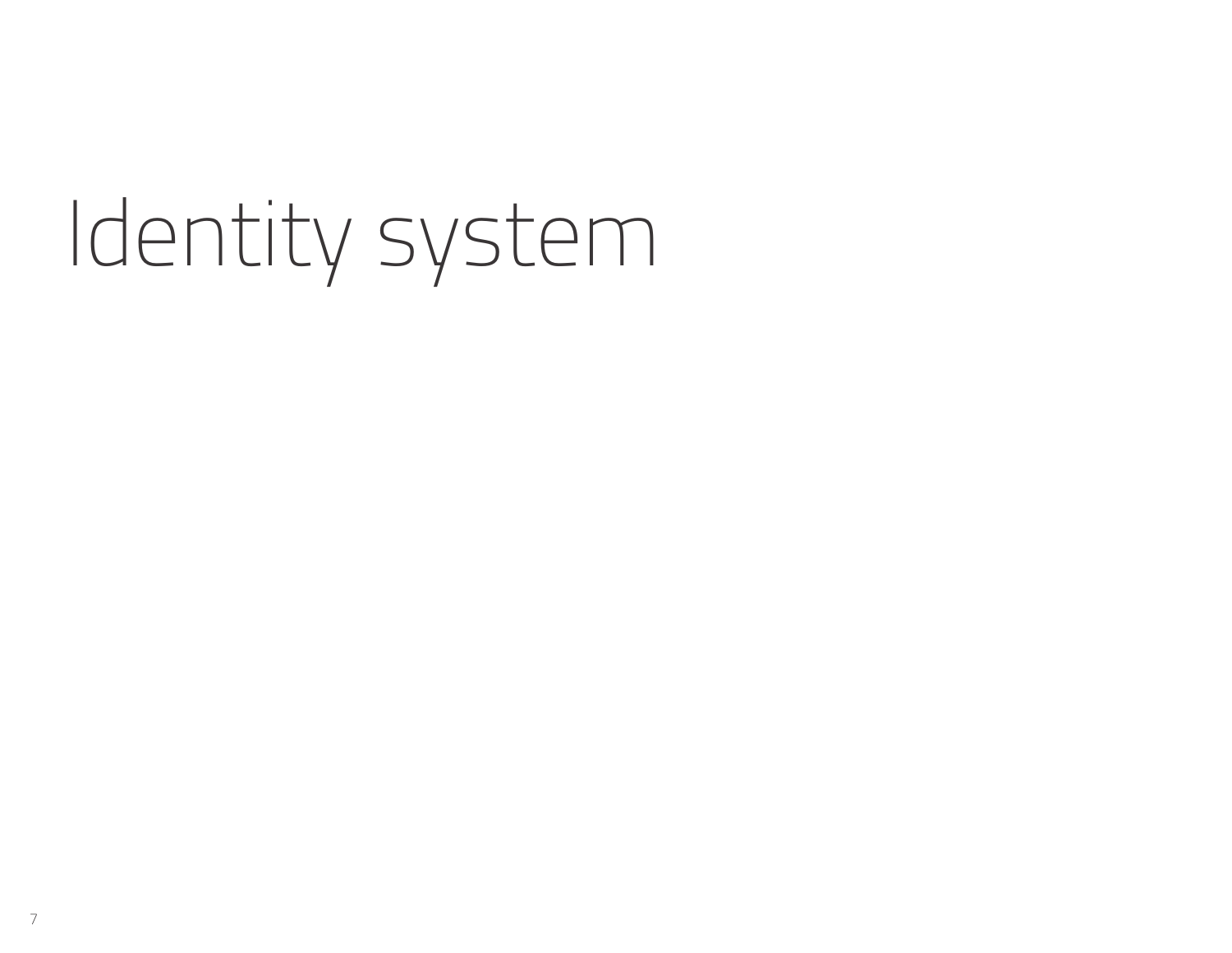# Identity system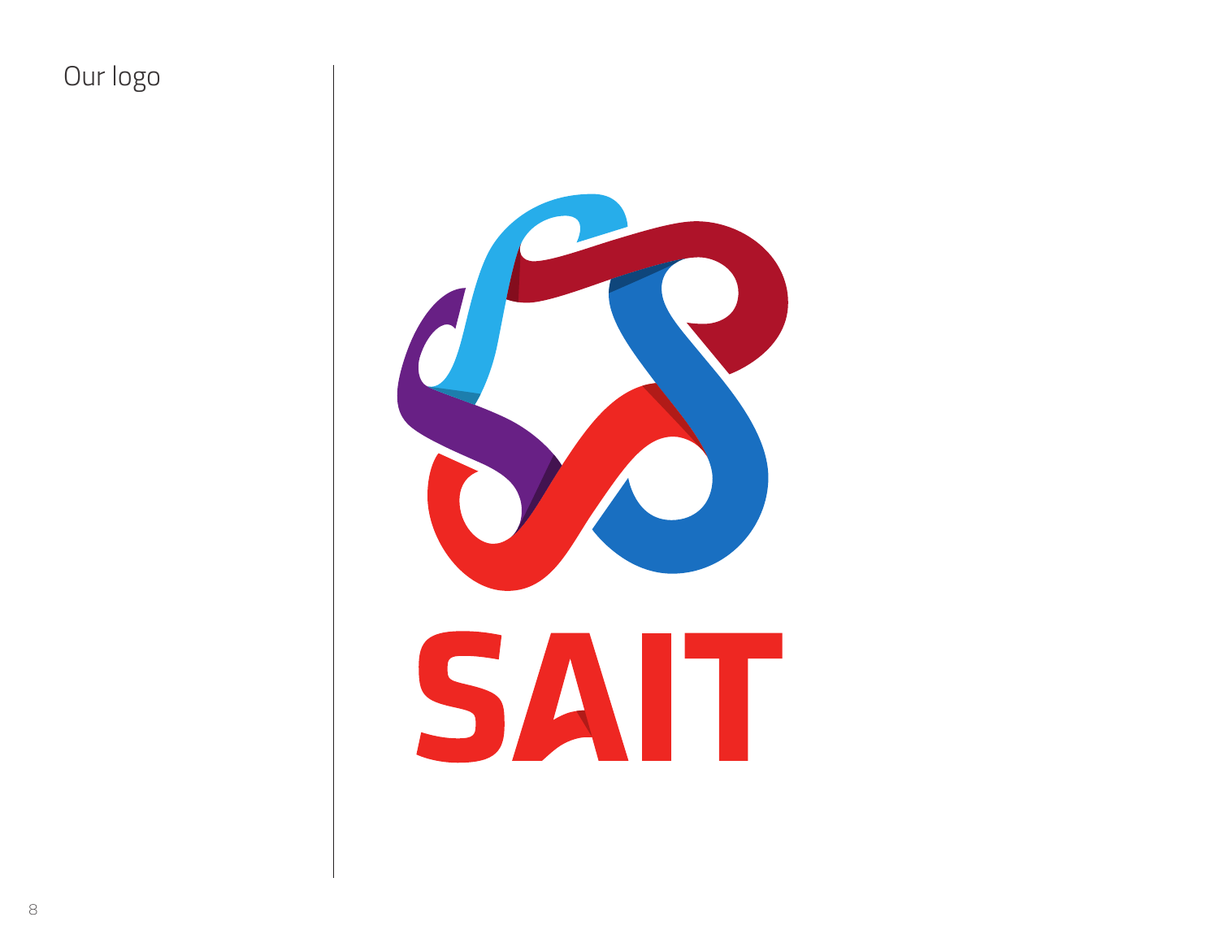# Our logo

SAIT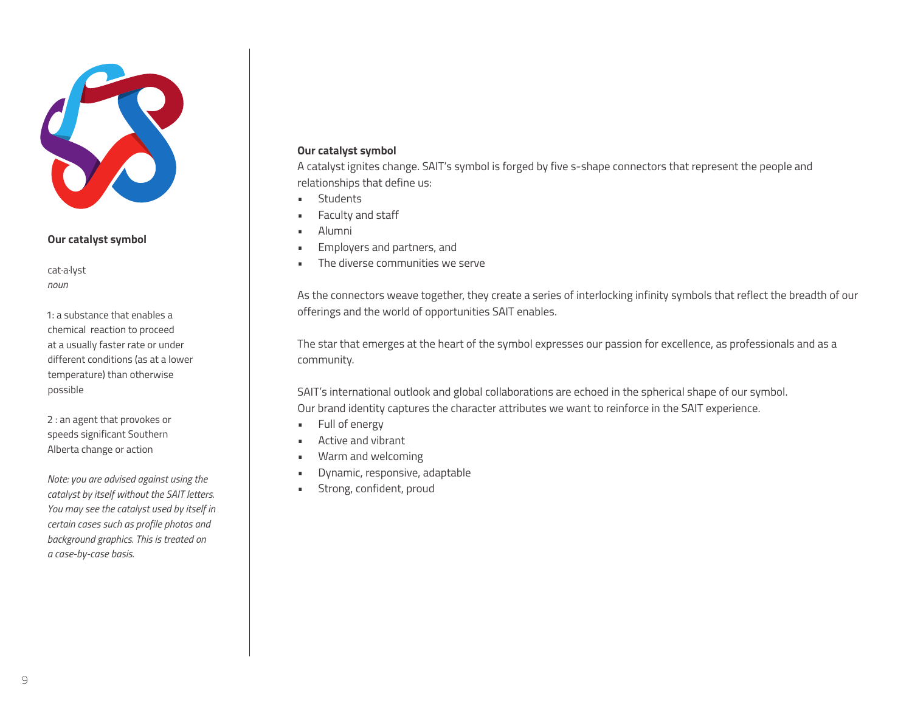**Our catalyst symbol**

cat·a·lyst
*noun*

1: a substance that enables a chemical reaction to proceed at a usually faster rate or under different conditions (as at a lower temperature) than otherwise possible

2 : an agent that provokes or speeds significant Southern Alberta change or action

*Note: you are advised against using the catalyst by itself without the SAIT letters. You may see the catalyst used by itself in certain cases such as profile photos and background graphics. This is treated on a case-by-case basis.*

**Our catalyst symbol**

A catalyst ignites change. SAIT's symbol is forged by five s-shape connectors that represent the people and relationships that define us:

- Students
- Faculty and staff
- Alumni
- Employers and partners, and
- The diverse communities we serve

As the connectors weave together, they create a series of interlocking infinity symbols that reflect the breadth of our offerings and the world of opportunities SAIT enables.

The star that emerges at the heart of the symbol expresses our passion for excellence, as professionals and as a community.

SAIT's international outlook and global collaborations are echoed in the spherical shape of our symbol.
Our brand identity captures the character attributes we want to reinforce in the SAIT experience.

- Full of energy
- Active and vibrant
- Warm and welcoming
- Dynamic, responsive, adaptable
- Strong, confident, proud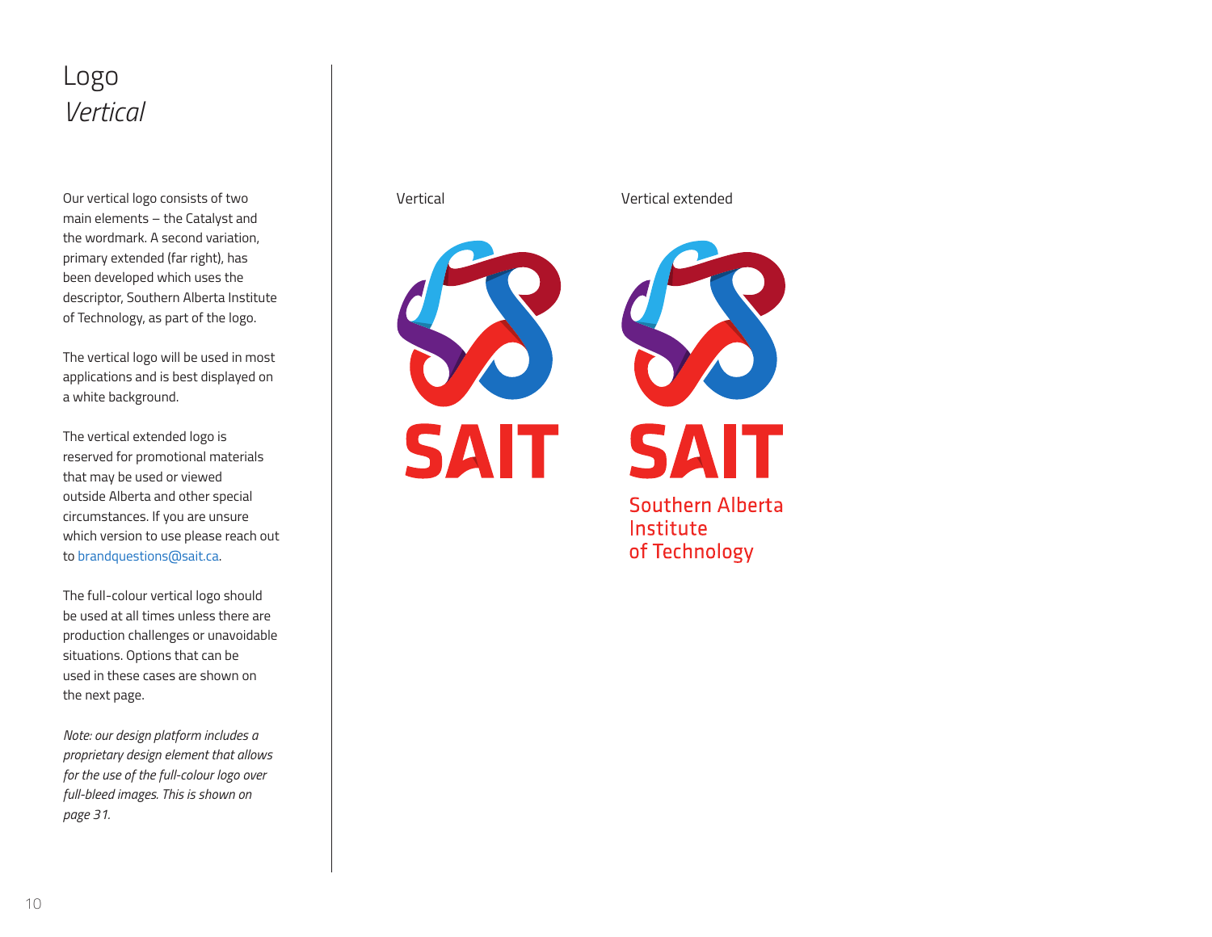# Logo
## *Vertical*

Our vertical logo consists of two main elements – the Catalyst and the wordmark. A second variation, primary extended (far right), has been developed which uses the descriptor, Southern Alberta Institute of Technology, as part of the logo.

The vertical logo will be used in most applications and is best displayed on a white background.

The vertical extended logo is reserved for promotional materials that may be used or viewed outside Alberta and other special circumstances. If you are unsure which version to use please reach out to brandquestions@sait.ca.

The full-colour vertical logo should be used at all times unless there are production challenges or unavoidable situations. Options that can be used in these cases are shown on the next page.

*Note: our design platform includes a proprietary design element that allows for the use of the full-colour logo over full-bleed images. This is shown on page 31.*

Vertical

SAIT

Vertical extended

SAIT

Southern Alberta
Institute
of Technology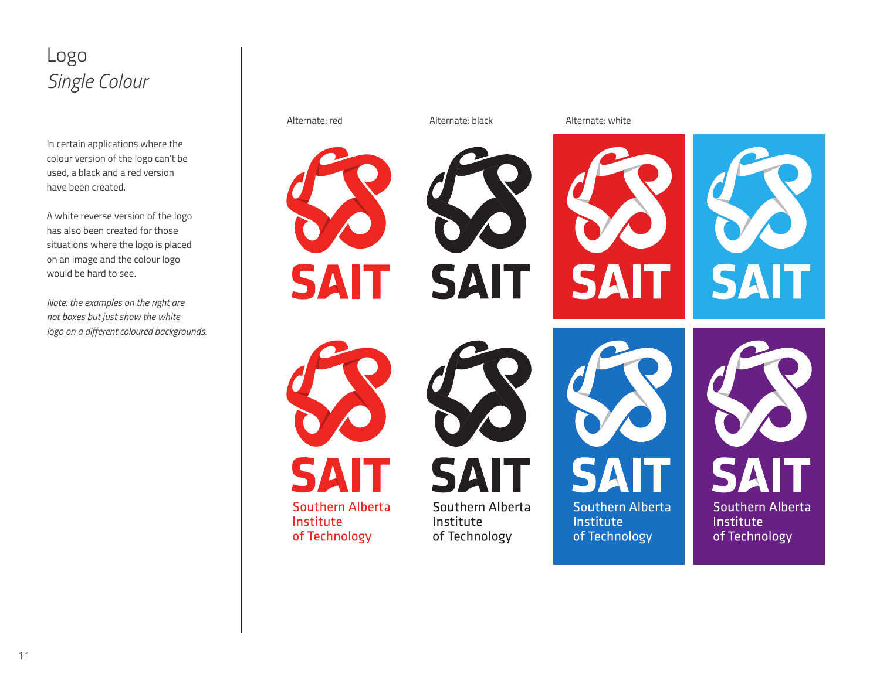# Logo
## *Single Colour*

In certain applications where the colour version of the logo can't be used, a black and a red version have been created.

A white reverse version of the logo has also been created for those situations where the logo is placed on an image and the colour logo would be hard to see.

*Note: the examples on the right are not boxes but just show the white logo on a different coloured backgrounds.*

Alternate: red

Alternate: black

Alternate: white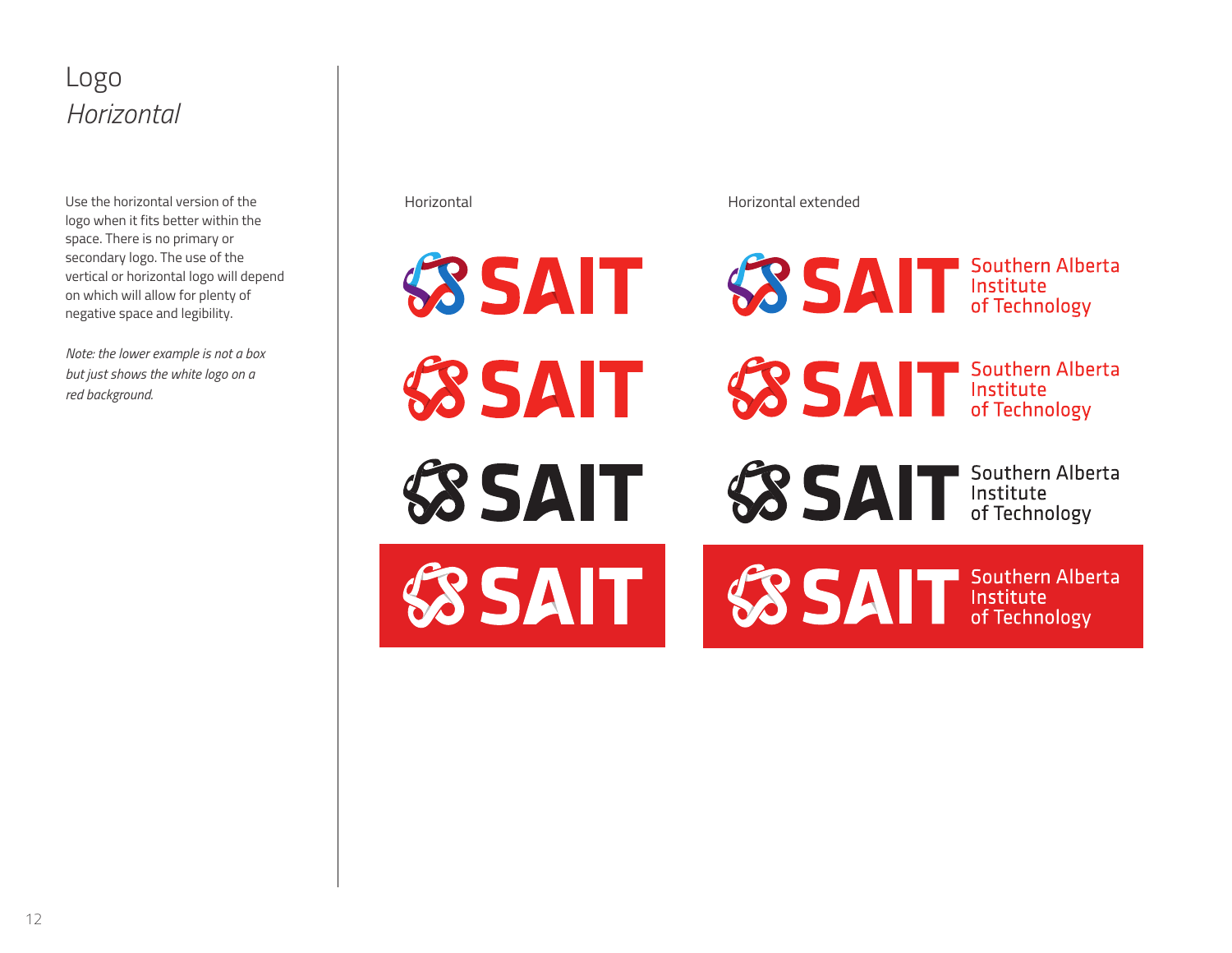# Logo
## *Horizontal*

Use the horizontal version of the logo when it fits better within the space. There is no primary or secondary logo. The use of the vertical or horizontal logo will depend on which will allow for plenty of negative space and legibility.

*Note: the lower example is not a box but just shows the white logo on a red background.*

Horizontal

Horizontal extended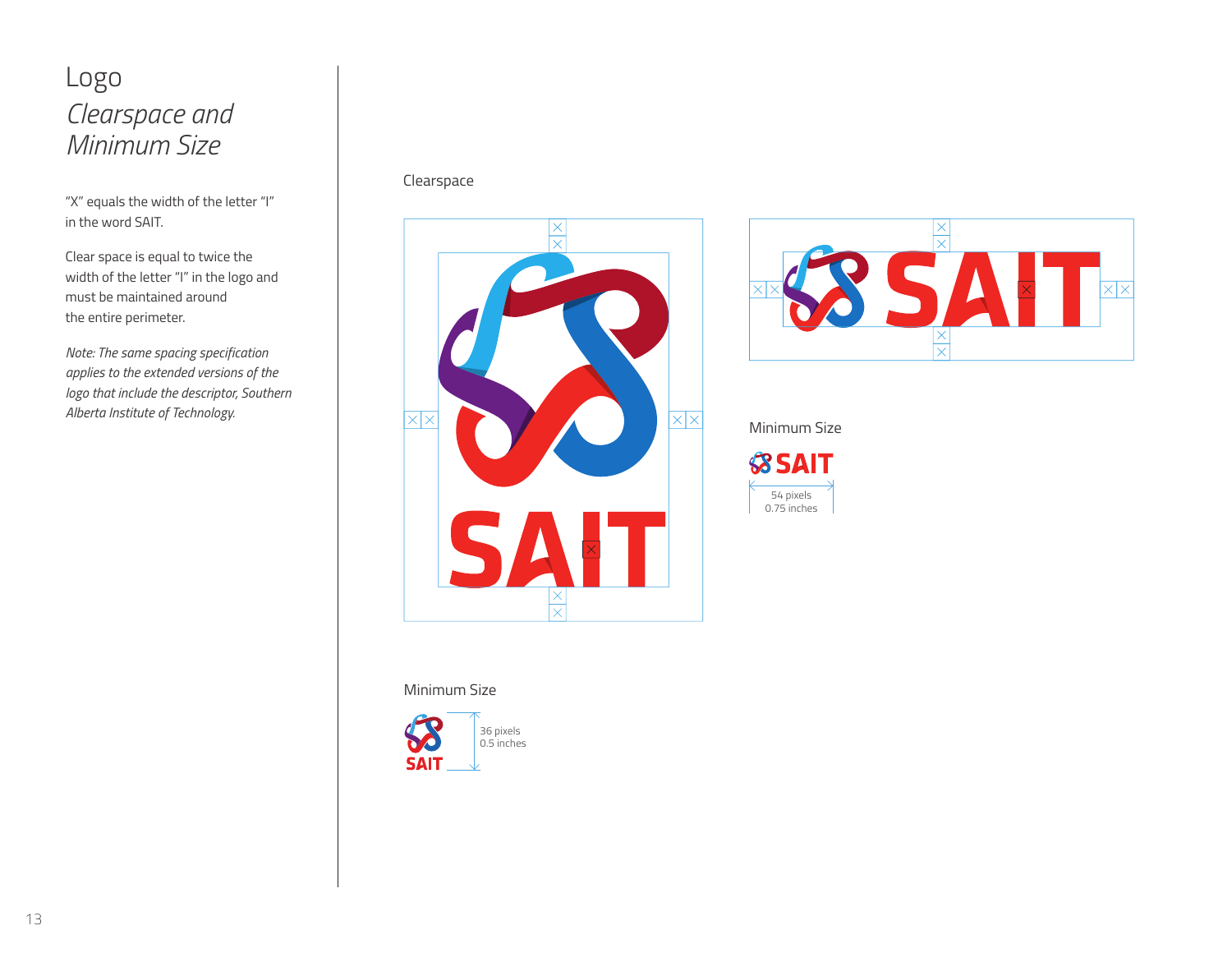# Logo

## *Clearspace and Minimum Size*

"X" equals the width of the letter "I" in the word SAIT.

Clear space is equal to twice the width of the letter "I" in the logo and must be maintained around the entire perimeter.

*Note: The same spacing specification applies to the extended versions of the logo that include the descriptor, Southern Alberta Institute of Technology.*

### Clearspace

### Minimum Size

54 pixels
0.75 inches

### Minimum Size

36 pixels
0.5 inches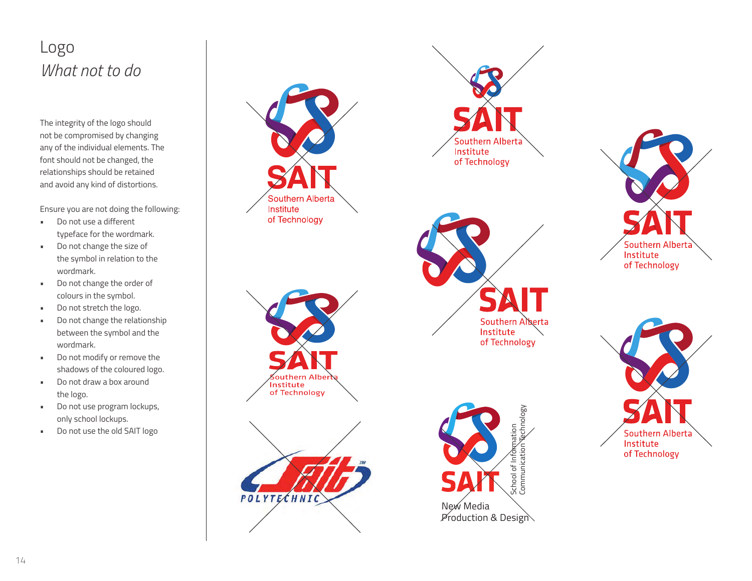# Logo

## *What not to do*

The integrity of the logo should not be compromised by changing any of the individual elements. The font should not be changed, the relationships should be retained and avoid any kind of distortions.

Ensure you are not doing the following:

- Do not use a different typeface for the wordmark.
- Do not change the size of the symbol in relation to the wordmark.
- Do not change the order of colours in the symbol.
- Do not stretch the logo.
- Do not change the relationship between the symbol and the wordmark.
- Do not modify or remove the shadows of the coloured logo.
- Do not draw a box around the logo.
- Do not use program lockups, only school lockups.
- Do not use the old SAIT logo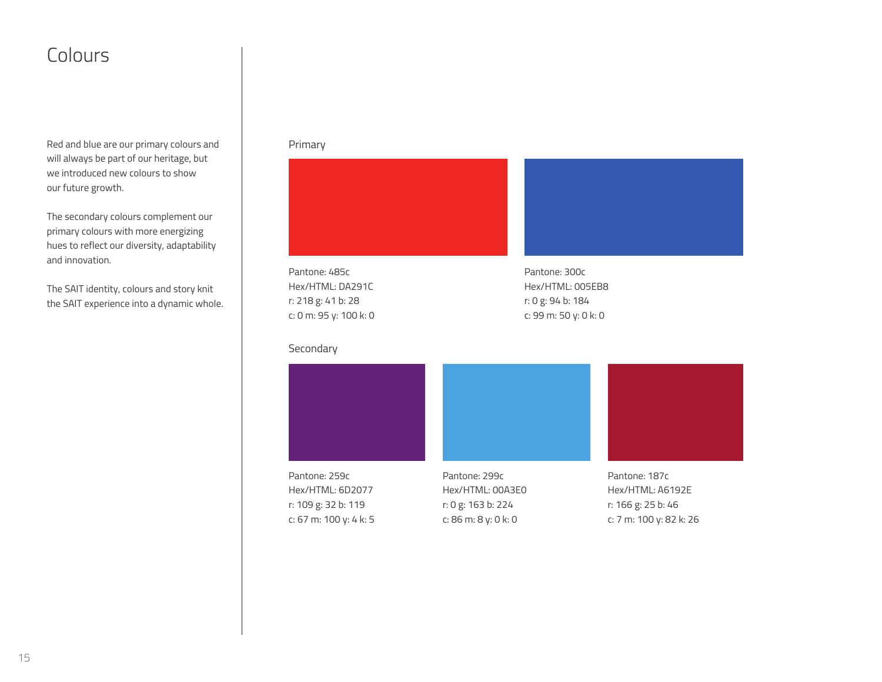# Colours

Red and blue are our primary colours and will always be part of our heritage, but we introduced new colours to show our future growth.

The secondary colours complement our primary colours with more energizing hues to reflect our diversity, adaptability and innovation.

The SAIT identity, colours and story knit the SAIT experience into a dynamic whole.

## Primary

Pantone: 485c
Hex/HTML: DA291C
r: 218 g: 41 b: 28
c: 0 m: 95 y: 100 k: 0

Pantone: 300c
Hex/HTML: 005EB8
r: 0 g: 94 b: 184
c: 99 m: 50 y: 0 k: 0

## Secondary

Pantone: 259c
Hex/HTML: 6D2077
r: 109 g: 32 b: 119
c: 67 m: 100 y: 4 k: 5

Pantone: 299c
Hex/HTML: 00A3E0
r: 0 g: 163 b: 224
c: 86 m: 8 y: 0 k: 0

Pantone: 187c
Hex/HTML: A6192E
r: 166 g: 25 b: 46
c: 7 m: 100 y: 82 k: 26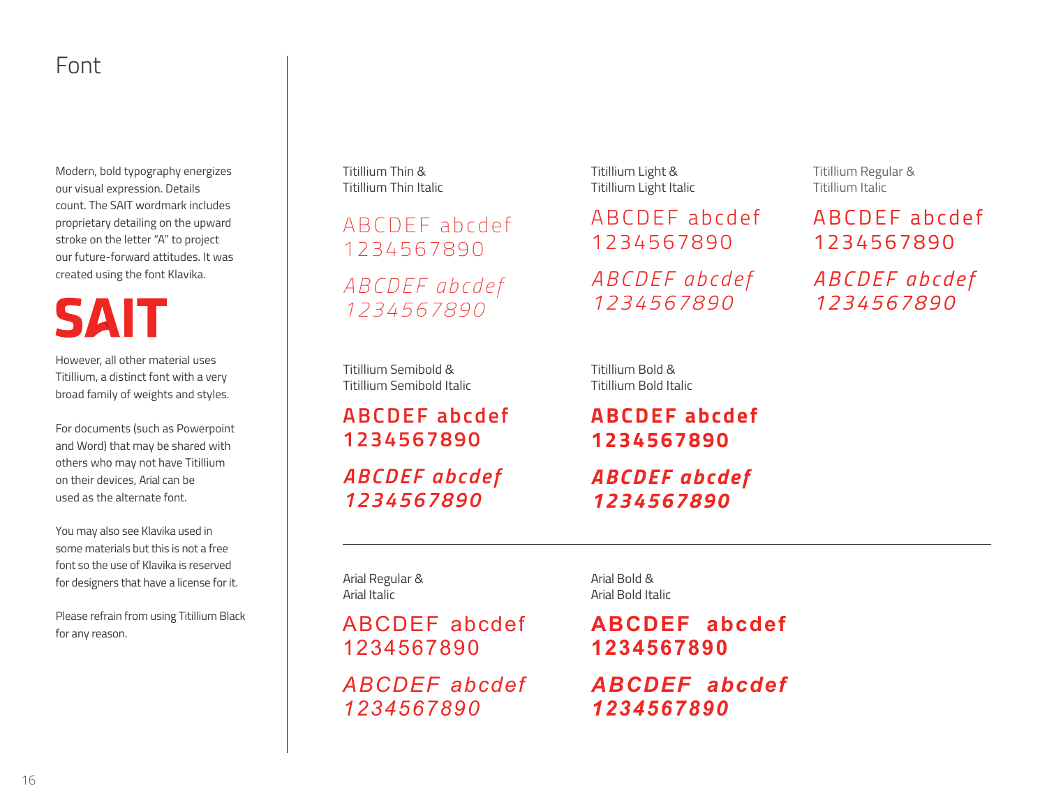# Font

Modern, bold typography energizes our visual expression. Details count. The SAIT wordmark includes proprietary detailing on the upward stroke on the letter "A" to project our future-forward attitudes. It was created using the font Klavika.

**SAIT**

However, all other material uses Titillium, a distinct font with a very broad family of weights and styles.

For documents (such as Powerpoint and Word) that may be shared with others who may not have Titillium on their devices, Arial can be used as the alternate font.

You may also see Klavika used in some materials but this is not a free font so the use of Klavika is reserved for designers that have a license for it.

Please refrain from using Titillium Black for any reason.

Titillium Thin &
Titillium Thin Italic

ABCDEF abcdef
1234567890

*ABCDEF abcdef*
*1234567890*

Titillium Light &
Titillium Light Italic

ABCDEF abcdef
1234567890

*ABCDEF abcdef*
*1234567890*

Titillium Regular &
Titillium Italic

ABCDEF abcdef
1234567890

*ABCDEF abcdef*
*1234567890*

Titillium Semibold &
Titillium Semibold Italic

**ABCDEF abcdef**
**1234567890**

***ABCDEF abcdef***
***1234567890***

Titillium Bold &
Titillium Bold Italic

**ABCDEF abcdef**
**1234567890**

***ABCDEF abcdef***
***1234567890***

---

Arial Regular &
Arial Italic

ABCDEF abcdef
1234567890

*ABCDEF abcdef*
*1234567890*

Arial Bold &
Arial Bold Italic

**ABCDEF abcdef**
**1234567890**

***ABCDEF abcdef***
***1234567890***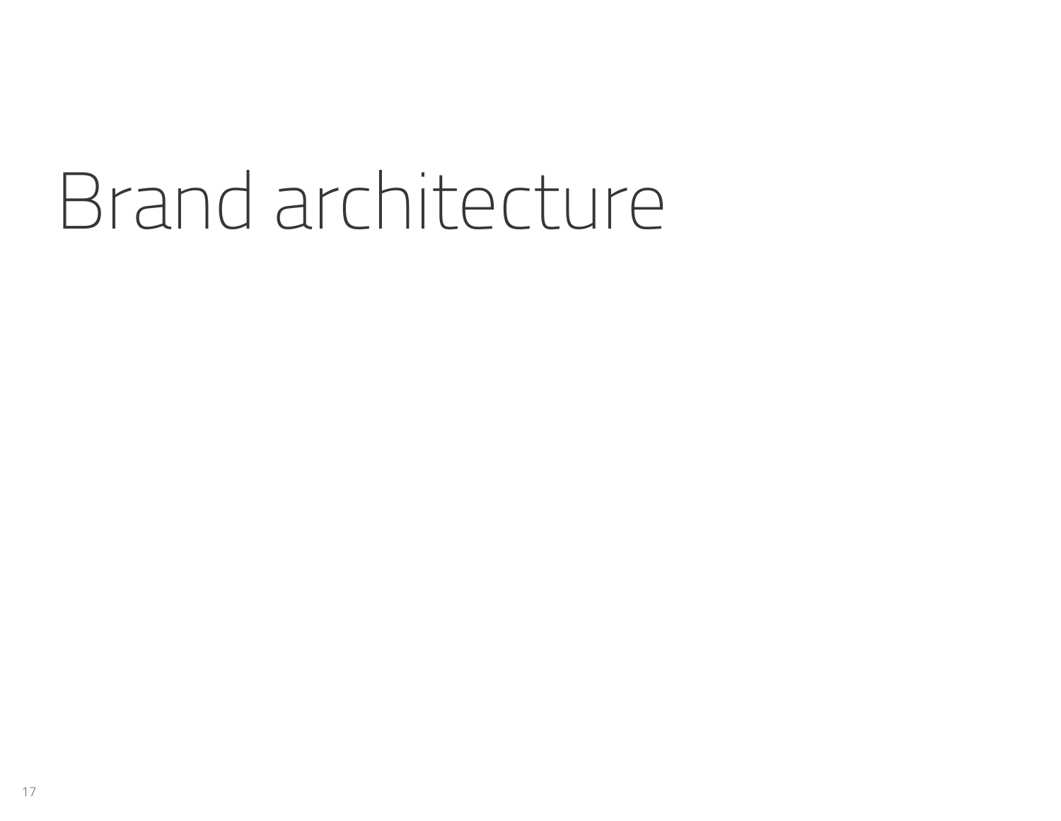# Brand architecture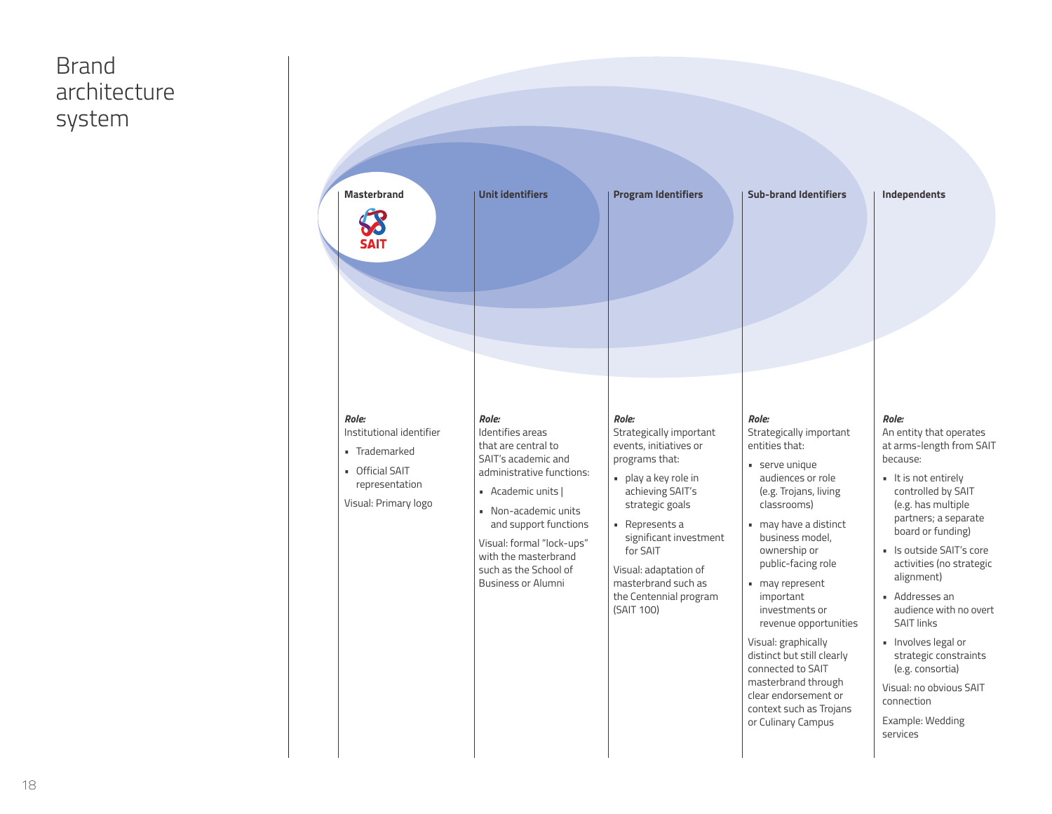# Brand architecture system

### Masterbrand

SAIT

***Role:***
Institutional identifier

- Trademarked
- Official SAIT representation

Visual: Primary logo

### Unit identifiers

***Role:***
Identifies areas that are central to SAIT's academic and administrative functions:

- Academic units |
- Non-academic units and support functions

Visual: formal "lock-ups" with the masterbrand such as the School of Business or Alumni

### Program Identifiers

***Role:***
Strategically important events, initiatives or programs that:

- play a key role in achieving SAIT's strategic goals
- Represents a significant investment for SAIT

Visual: adaptation of masterbrand such as the Centennial program (SAIT 100)

### Sub-brand Identifiers

***Role:***
Strategically important entities that:

- serve unique audiences or role (e.g. Trojans, living classrooms)
- may have a distinct business model, ownership or public-facing role
- may represent important investments or revenue opportunities

Visual: graphically distinct but still clearly connected to SAIT masterbrand through clear endorsement or context such as Trojans or Culinary Campus

### Independents

***Role:***
An entity that operates at arms-length from SAIT because:

- It is not entirely controlled by SAIT (e.g. has multiple partners; a separate board or funding)
- Is outside SAIT's core activities (no strategic alignment)
- Addresses an audience with no overt SAIT links
- Involves legal or strategic constraints (e.g. consortia)

Visual: no obvious SAIT connection

Example: Wedding services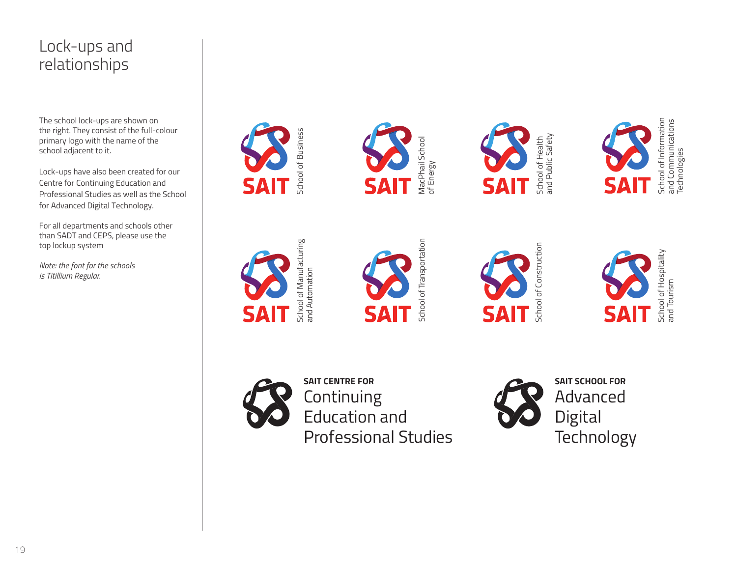# Lock-ups and relationships

The school lock-ups are shown on the right. They consist of the full-colour primary logo with the name of the school adjacent to it.

Lock-ups have also been created for our Centre for Continuing Education and Professional Studies as well as the School for Advanced Digital Technology.

For all departments and schools other than SADT and CEPS, please use the top lockup system

*Note: the font for the schools is Titillium Regular.*

SAIT School of Business

SAIT MacPhail School of Energy

SAIT School of Health and Public Safety

SAIT School of Information and Communications Technologies

SAIT School of Manufacturing and Automation

SAIT School of Transportation

SAIT School of Construction

SAIT School of Hospitality and Tourism

**SAIT CENTRE FOR**
Continuing Education and Professional Studies

**SAIT SCHOOL FOR**
Advanced Digital Technology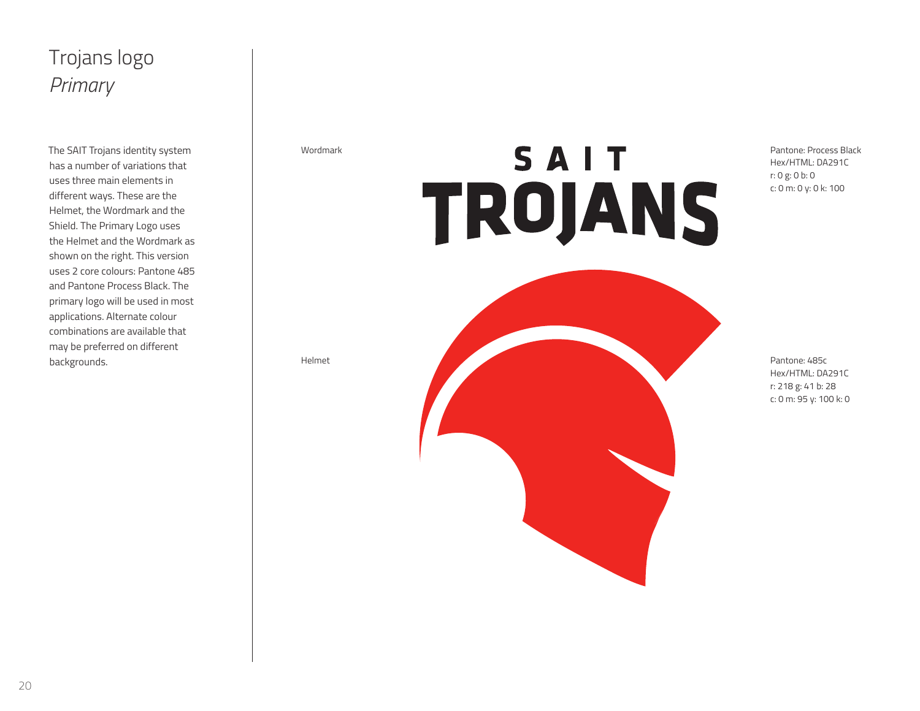# Trojans logo
## *Primary*

The SAIT Trojans identity system has a number of variations that uses three main elements in different ways. These are the Helmet, the Wordmark and the Shield. The Primary Logo uses the Helmet and the Wordmark as shown on the right. This version uses 2 core colours: Pantone 485 and Pantone Process Black. The primary logo will be used in most applications. Alternate colour combinations are available that may be preferred on different backgrounds.

Wordmark

SAIT
TROJANS

Pantone: Process Black
Hex/HTML: DA291C
r: 0 g: 0 b: 0
c: 0 m: 0 y: 0 k: 100

Helmet

Pantone: 485c
Hex/HTML: DA291C
r: 218 g: 41 b: 28
c: 0 m: 95 y: 100 k: 0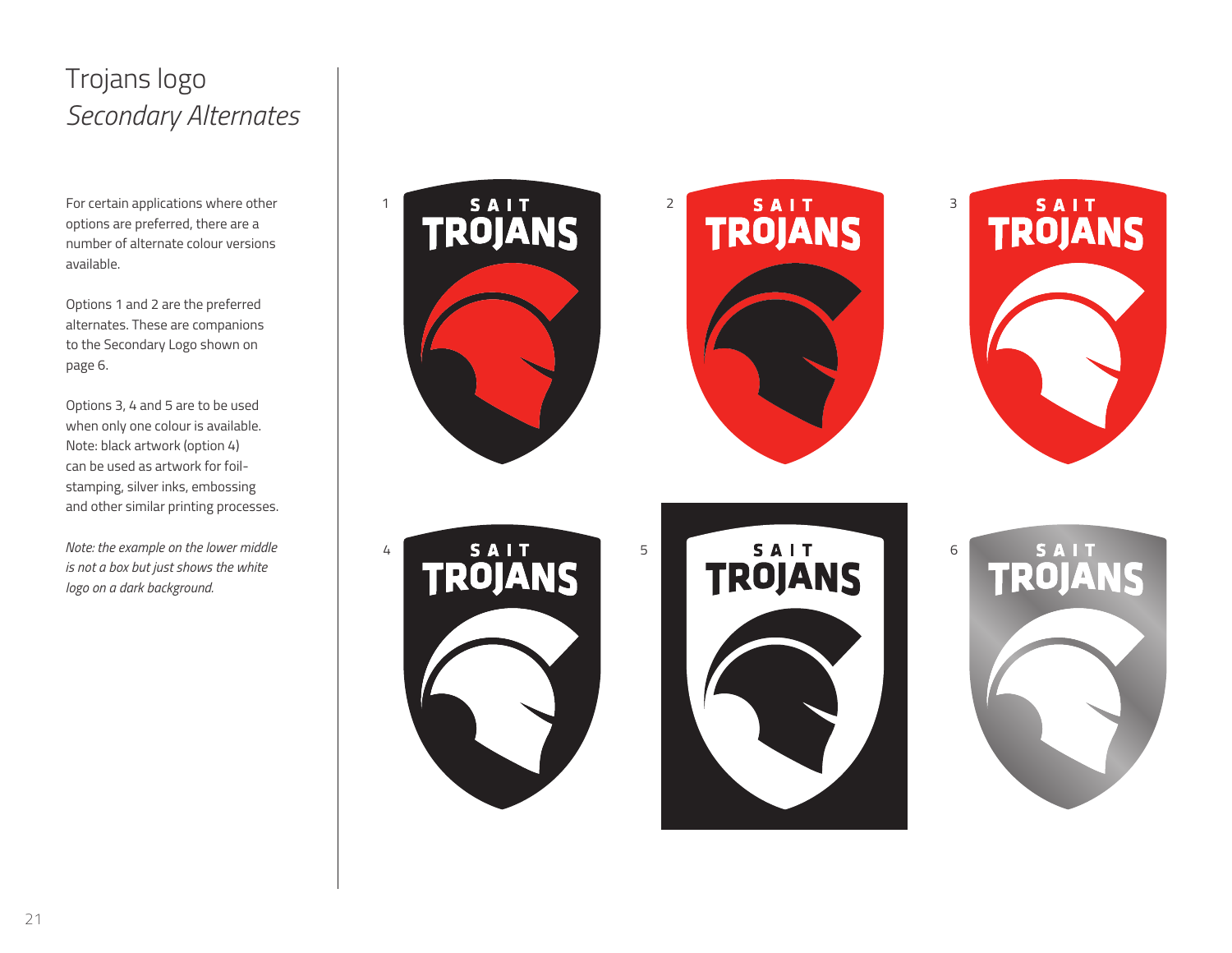# Trojans logo
## *Secondary Alternates*

For certain applications where other options are preferred, there are a number of alternate colour versions available.

Options 1 and 2 are the preferred alternates. These are companions to the Secondary Logo shown on page 6.

Options 3, 4 and 5 are to be used when only one colour is available. Note: black artwork (option 4) can be used as artwork for foil-stamping, silver inks, embossing and other similar printing processes.

*Note: the example on the lower middle is not a box but just shows the white logo on a dark background.*

1

SAIT TROJANS

2

SAIT TROJANS

3

SAIT TROJANS

4

SAIT TROJANS

5

SAIT TROJANS

6

SAIT TROJANS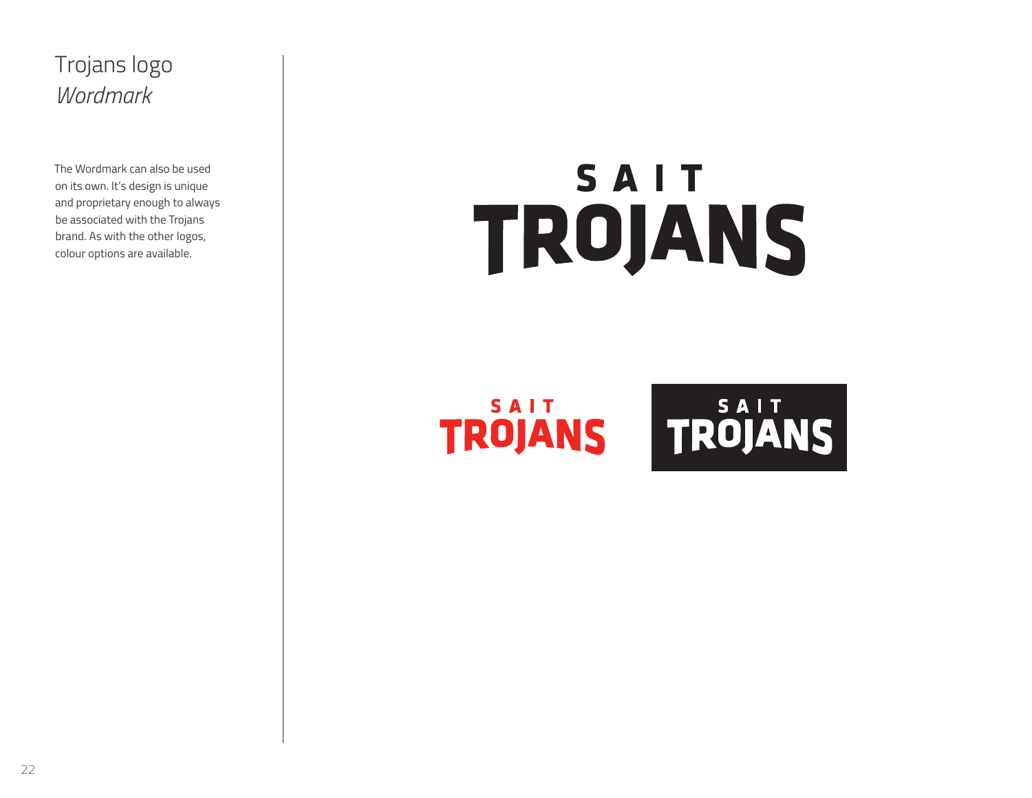# Trojans logo
## *Wordmark*

The Wordmark can also be used on its own. It's design is unique and proprietary enough to always be associated with the Trojans brand. As with the other logos, colour options are available.

SAIT
TROJANS

SAIT
TROJANS

SAIT
TROJANS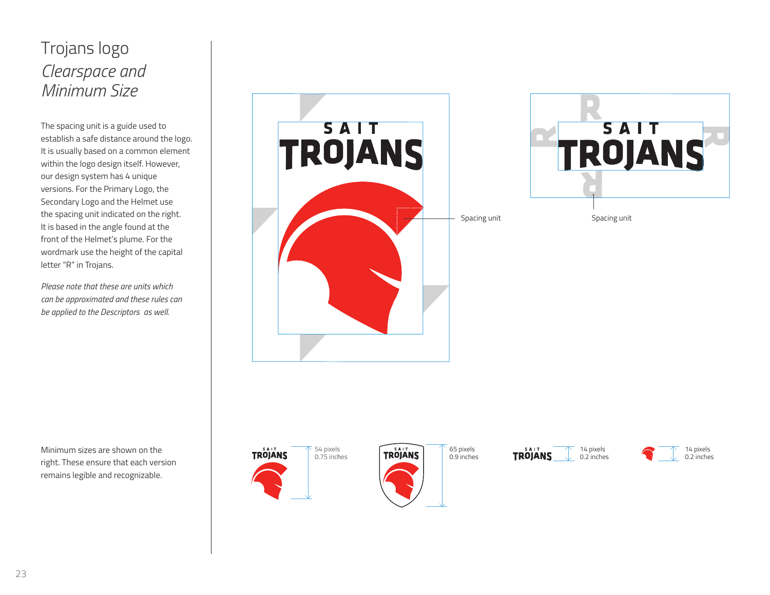# Trojans logo
## *Clearspace and Minimum Size*

The spacing unit is a guide used to establish a safe distance around the logo. It is usually based on a common element within the logo design itself. However, our design system has 4 unique versions. For the Primary Logo, the Secondary Logo and the Helmet use the spacing unit indicated on the right. It is based in the angle found at the front of the Helmet's plume. For the wordmark use the height of the capital letter "R" in Trojans.

*Please note that these are units which can be approximated and these rules can be applied to the Descriptors as well.*

Spacing unit

Spacing unit

Minimum sizes are shown on the right. These ensure that each version remains legible and recognizable.

54 pixels
0.75 inches

65 pixels
0.9 inches

14 pixels
0.2 inches

14 pixels
0.2 inches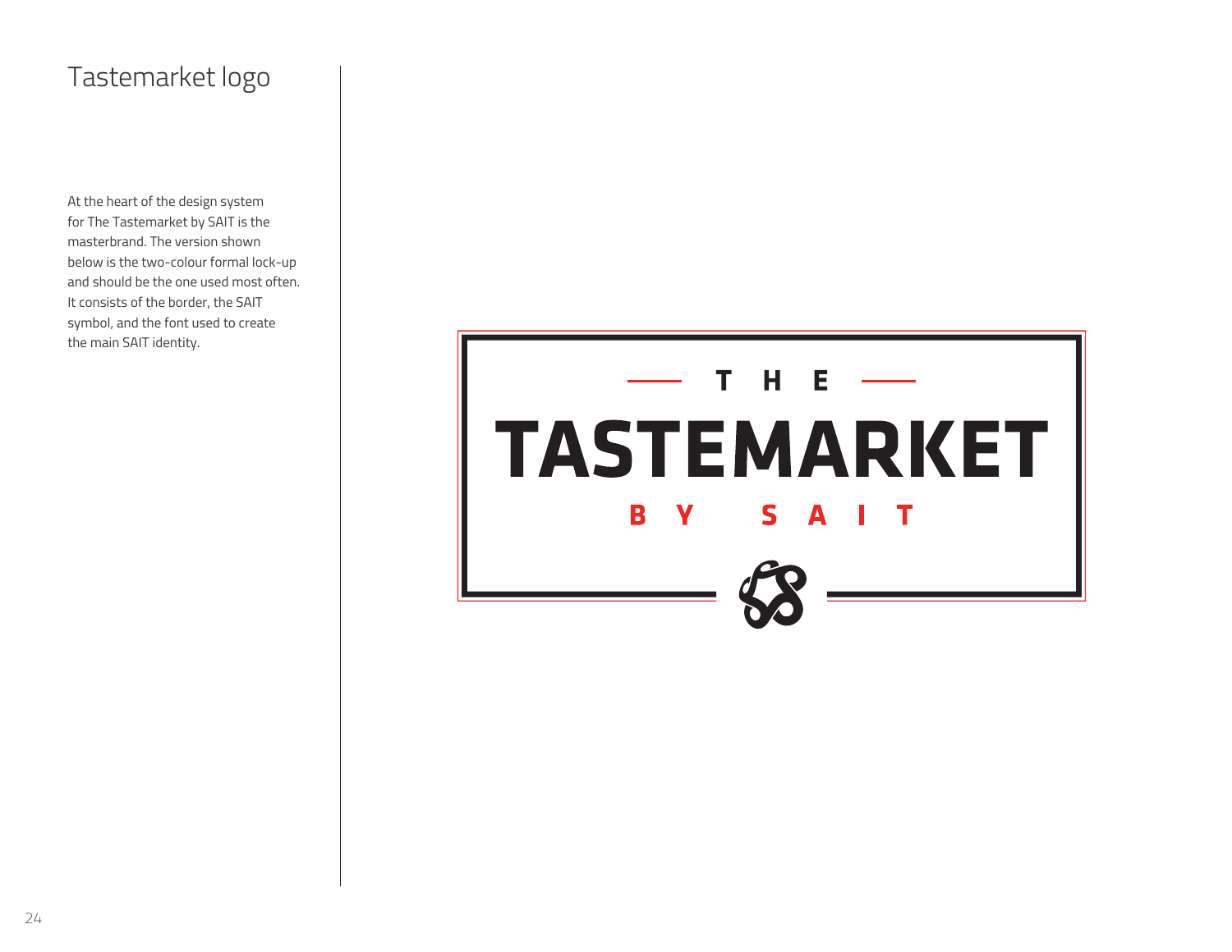# Tastemarket logo

At the heart of the design system for The Tastemarket by SAIT is the masterbrand. The version shown below is the two-colour formal lock-up and should be the one used most often. It consists of the border, the SAIT symbol, and the font used to create the main SAIT identity.

THE

TASTEMARKET

BY SAIT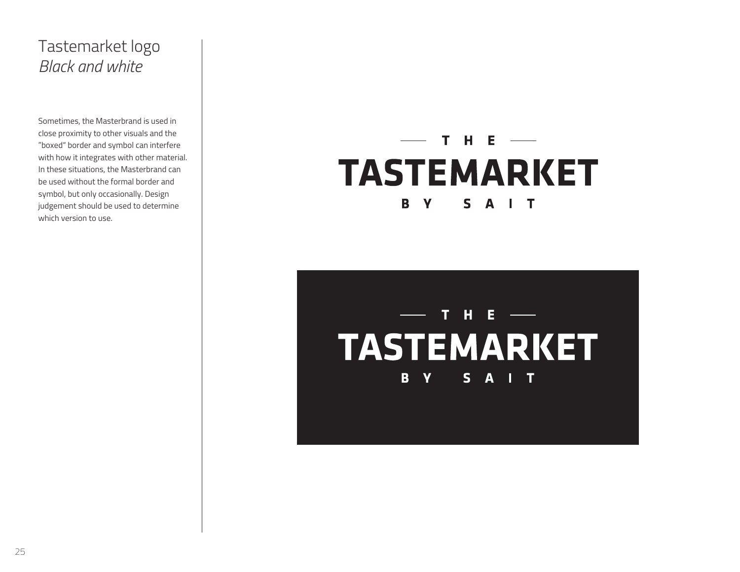# Tastemarket logo
*Black and white*

Sometimes, the Masterbrand is used in close proximity to other visuals and the "boxed" border and symbol can interfere with how it integrates with other material. In these situations, the Masterbrand can be used without the formal border and symbol, but only occasionally. Design judgement should be used to determine which version to use.

THE
TASTEMARKET
BY SAIT

THE
TASTEMARKET
BY SAIT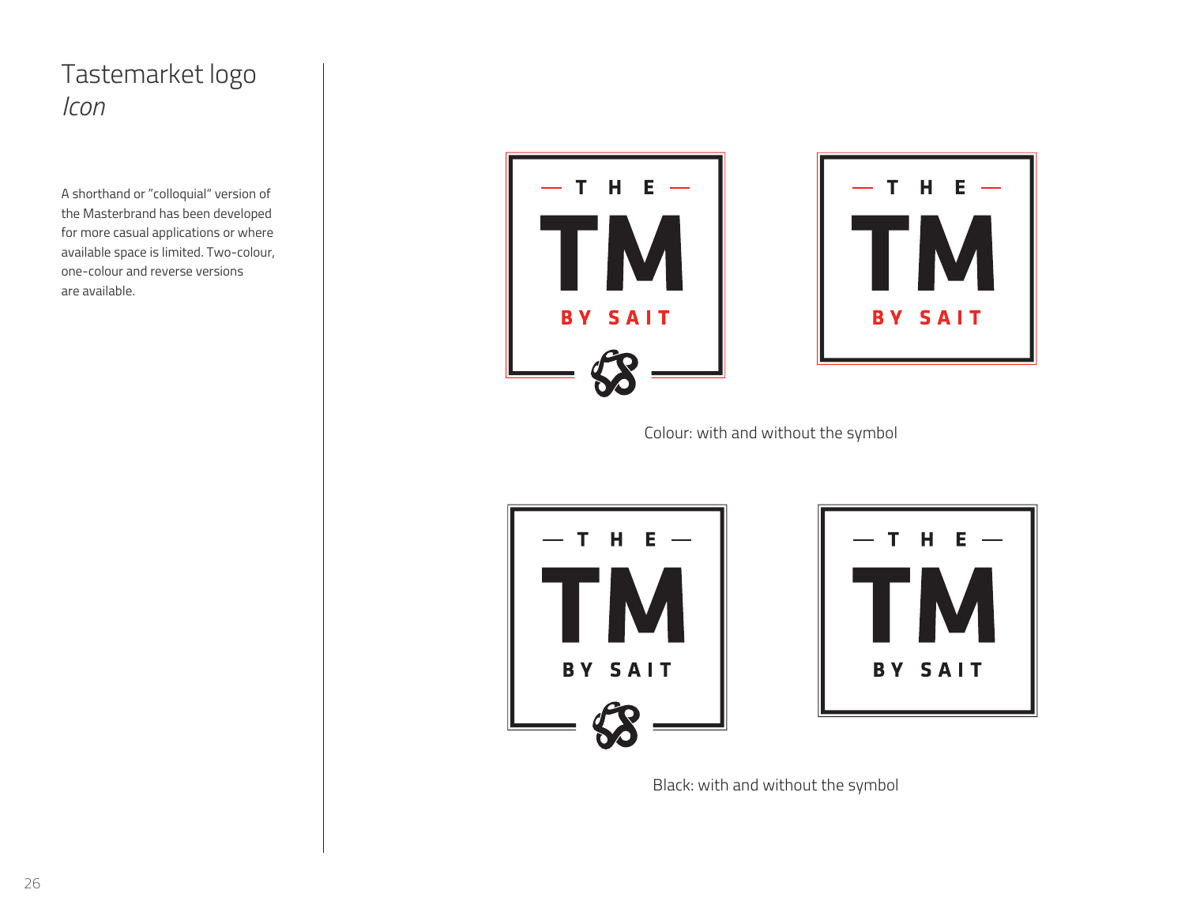# Tastemarket logo
*Icon*

A shorthand or "colloquial" version of the Masterbrand has been developed for more casual applications or where available space is limited. Two-colour, one-colour and reverse versions are available.

Colour: with and without the symbol

Black: with and without the symbol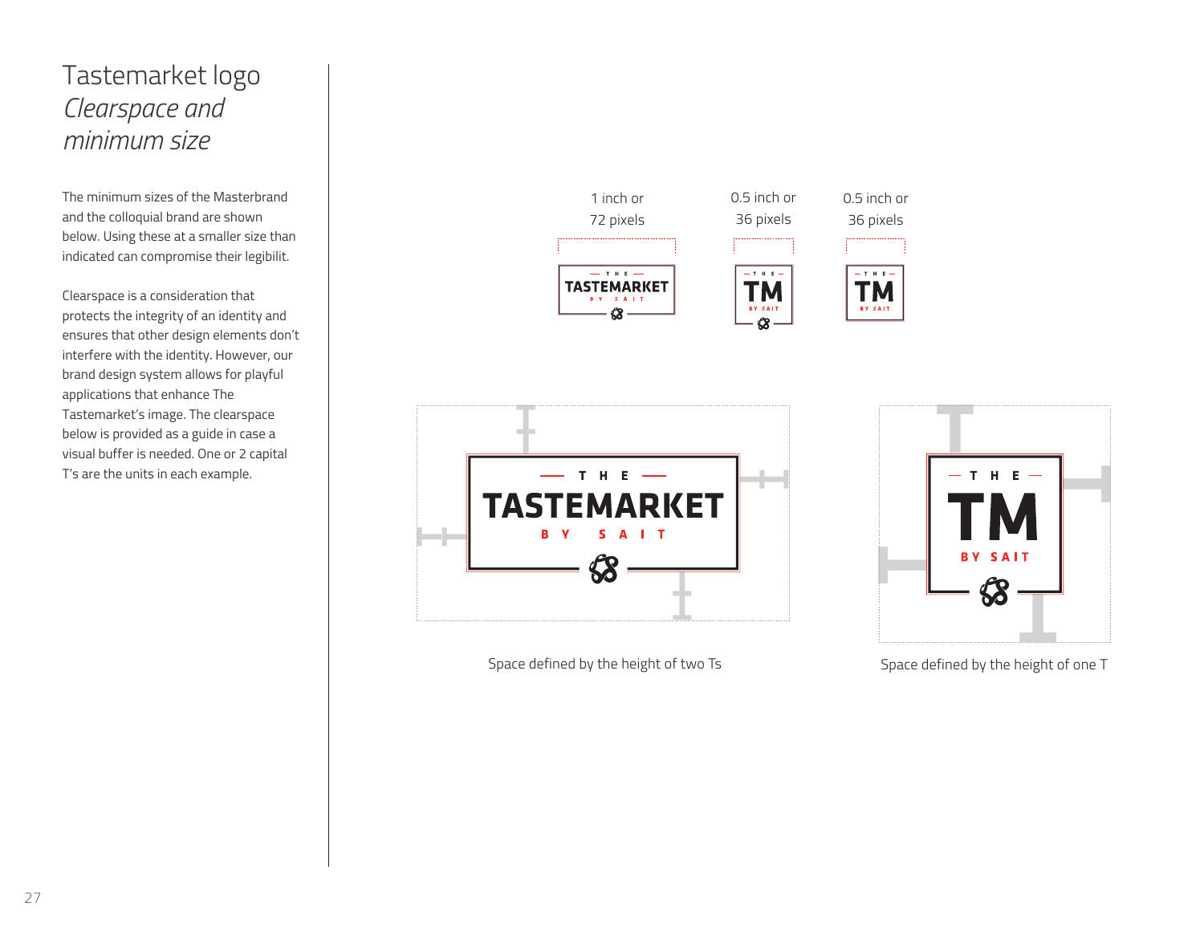# Tastemarket logo

## *Clearspace and minimum size*

The minimum sizes of the Masterbrand and the colloquial brand are shown below. Using these at a smaller size than indicated can compromise their legibilit.

Clearspace is a consideration that protects the integrity of an identity and ensures that other design elements don't interfere with the identity. However, our brand design system allows for playful applications that enhance The Tastemarket's image. The clearspace below is provided as a guide in case a visual buffer is needed. One or 2 capital T's are the units in each example.

1 inch or
72 pixels

0.5 inch or
36 pixels

0.5 inch or
36 pixels

Space defined by the height of two Ts

Space defined by the height of one T